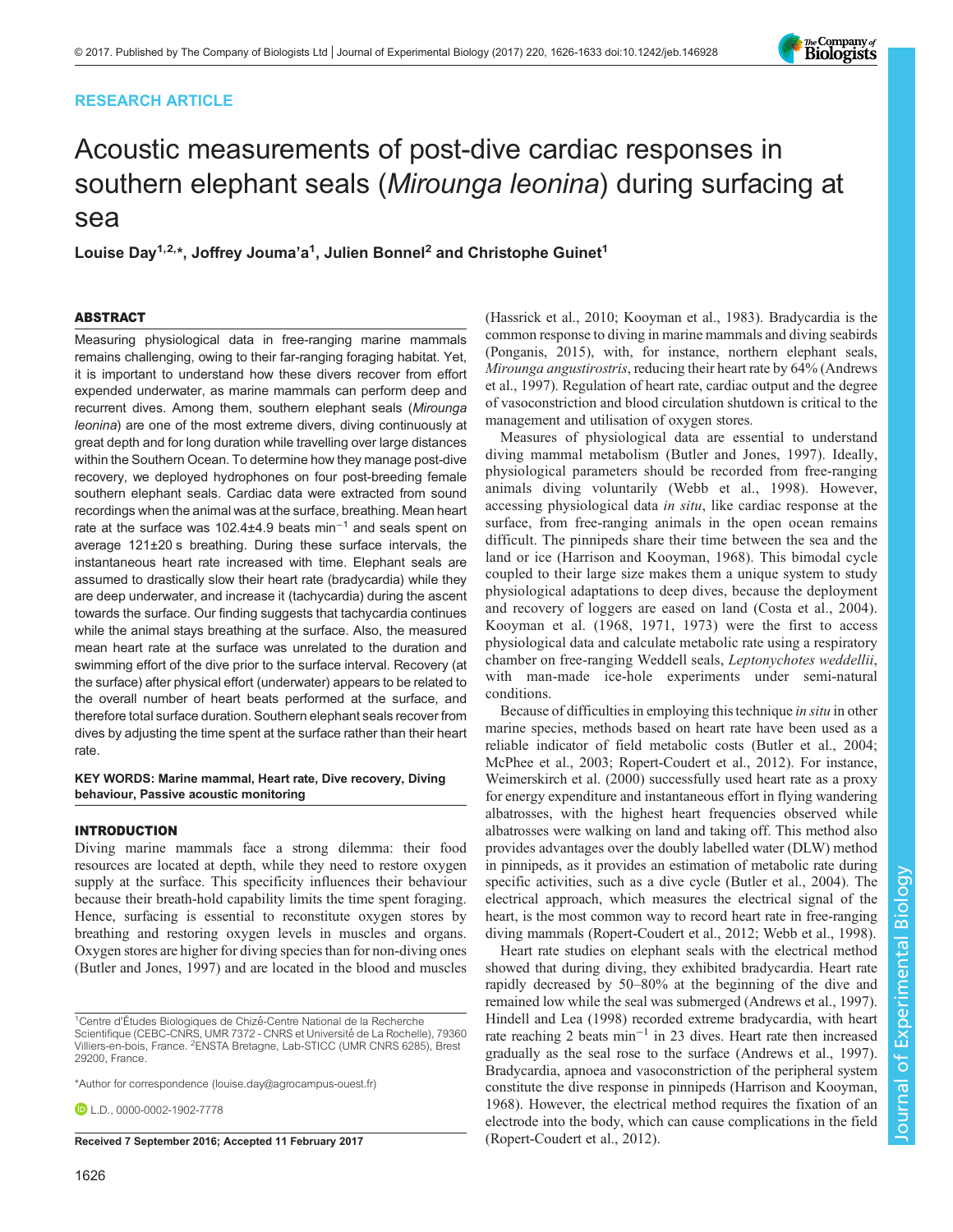RESEARCH ARTICLE

# Acoustic measurements of post-dive cardiac responses in southern elephant seals (*Mirounga leonina*) during surfacing at sea

**Louise Day[1,2,*], Joffrey Jouma'a[1], Julien Bonnel[2] and Christophe Guinet[1]**

## ABSTRACT

Measuring physiological data in free-ranging marine mammals remains challenging, owing to their far-ranging foraging habitat. Yet, it is important to understand how these divers recover from effort expended underwater, as marine mammals can perform deep and recurrent dives. Among them, southern elephant seals (*Mirounga leonina*) are one of the most extreme divers, diving continuously at great depth and for long duration while travelling over large distances within the Southern Ocean. To determine how they manage post-dive recovery, we deployed hydrophones on four post-breeding female southern elephant seals. Cardiac data were extracted from sound recordings when the animal was at the surface, breathing. Mean heart rate at the surface was 102.4±4.9 beats min$^{-1}$ and seals spent on average 121±20 s breathing. During these surface intervals, the instantaneous heart rate increased with time. Elephant seals are assumed to drastically slow their heart rate (bradycardia) while they are deep underwater, and increase it (tachycardia) during the ascent towards the surface. Our finding suggests that tachycardia continues while the animal stays breathing at the surface. Also, the measured mean heart rate at the surface was unrelated to the duration and swimming effort of the dive prior to the surface interval. Recovery (at the surface) after physical effort (underwater) appears to be related to the overall number of heart beats performed at the surface, and therefore total surface duration. Southern elephant seals recover from dives by adjusting the time spent at the surface rather than their heart rate.

**KEY WORDS: Marine mammal, Heart rate, Dive recovery, Diving behaviour, Passive acoustic monitoring**

## INTRODUCTION

Diving marine mammals face a strong dilemma: their food resources are located at depth, while they need to restore oxygen supply at the surface. This specificity influences their behaviour because their breath-hold capability limits the time spent foraging. Hence, surfacing is essential to reconstitute oxygen stores by breathing and restoring oxygen levels in muscles and organs. Oxygen stores are higher for diving species than for non-diving ones (Butler and Jones, 1997) and are located in the blood and muscles (Hassrick et al., 2010; Kooyman et al., 1983). Bradycardia is the common response to diving in marine mammals and diving seabirds (Ponganis, 2015), with, for instance, northern elephant seals, *Mirounga angustirostris*, reducing their heart rate by 64% (Andrews et al., 1997). Regulation of heart rate, cardiac output and the degree of vasoconstriction and blood circulation shutdown is critical to the management and utilisation of oxygen stores.

Measures of physiological data are essential to understand diving mammal metabolism (Butler and Jones, 1997). Ideally, physiological parameters should be recorded from free-ranging animals diving voluntarily (Webb et al., 1998). However, accessing physiological data *in situ*, like cardiac response at the surface, from free-ranging animals in the open ocean remains difficult. The pinnipeds share their time between the sea and the land or ice (Harrison and Kooyman, 1968). This bimodal cycle coupled to their large size makes them a unique system to study physiological adaptations to deep dives, because the deployment and recovery of loggers are eased on land (Costa et al., 2004). Kooyman et al. (1968, 1971, 1973) were the first to access physiological data and calculate metabolic rate using a respiratory chamber on free-ranging Weddell seals, *Leptonychotes weddellii*, with man-made ice-hole experiments under semi-natural conditions.

Because of difficulties in employing this technique *in situ* in other marine species, methods based on heart rate have been used as a reliable indicator of field metabolic costs (Butler et al., 2004; McPhee et al., 2003; Ropert-Coudert et al., 2012). For instance, Weimerskirch et al. (2000) successfully used heart rate as a proxy for energy expenditure and instantaneous effort in flying wandering albatrosses, with the highest heart frequencies observed while albatrosses were walking on land and taking off. This method also provides advantages over the doubly labelled water (DLW) method in pinnipeds, as it provides an estimation of metabolic rate during specific activities, such as a dive cycle (Butler et al., 2004). The electrical approach, which measures the electrical signal of the heart, is the most common way to record heart rate in free-ranging diving mammals (Ropert-Coudert et al., 2012; Webb et al., 1998).

Heart rate studies on elephant seals with the electrical method showed that during diving, they exhibited bradycardia. Heart rate rapidly decreased by 50–80% at the beginning of the dive and remained low while the seal was submerged (Andrews et al., 1997). Hindell and Lea (1998) recorded extreme bradycardia, with heart rate reaching 2 beats min$^{-1}$ in 23 dives. Heart rate then increased gradually as the seal rose to the surface (Andrews et al., 1997). Bradycardia, apnoea and vasoconstriction of the peripheral system constitute the dive response in pinnipeds (Harrison and Kooyman, 1968). However, the electrical method requires the fixation of an electrode into the body, which can cause complications in the field (Ropert-Coudert et al., 2012).

[1]Centre d'Études Biologiques de Chizé-Centre National de la Recherche Scientifique (CEBC-CNRS, UMR 7372 - CNRS et Université de La Rochelle), 79360 Villiers-en-bois, France. [2]ENSTA Bretagne, Lab-STICC (UMR CNRS 6285), Brest 29200, France.

*Author for correspondence (louise.day@agrocampus-ouest.fr)

L.D., 0000-0002-1902-7778

Received 7 September 2016; Accepted 11 February 2017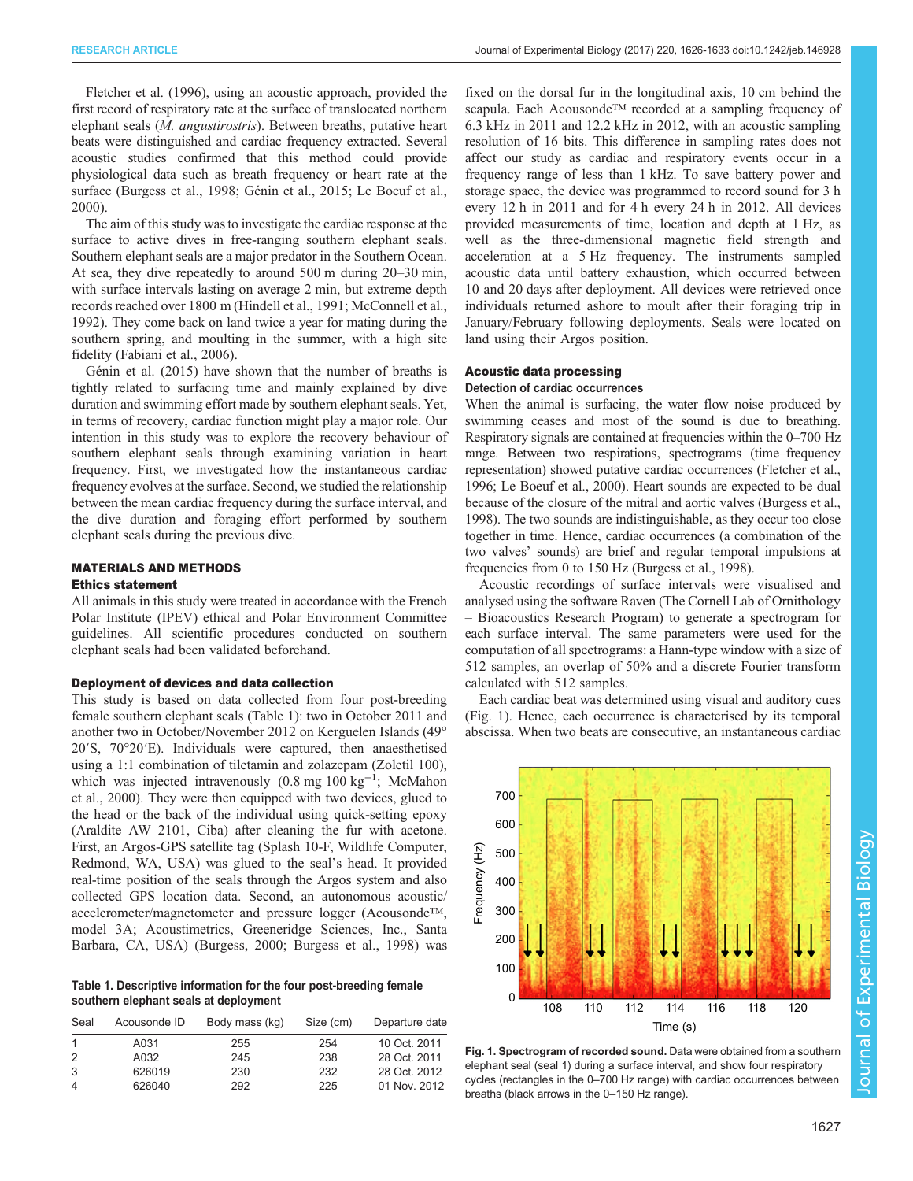Fletcher et al. (1996), using an acoustic approach, provided the first record of respiratory rate at the surface of translocated northern elephant seals (*M. angustirostris*). Between breaths, putative heart beats were distinguished and cardiac frequency extracted. Several acoustic studies confirmed that this method could provide physiological data such as breath frequency or heart rate at the surface (Burgess et al., 1998; Génin et al., 2015; Le Boeuf et al., 2000).

The aim of this study was to investigate the cardiac response at the surface to active dives in free-ranging southern elephant seals. Southern elephant seals are a major predator in the Southern Ocean. At sea, they dive repeatedly to around 500 m during 20–30 min, with surface intervals lasting on average 2 min, but extreme depth records reached over 1800 m (Hindell et al., 1991; McConnell et al., 1992). They come back on land twice a year for mating during the southern spring, and moulting in the summer, with a high site fidelity (Fabiani et al., 2006).

Génin et al. (2015) have shown that the number of breaths is tightly related to surfacing time and mainly explained by dive duration and swimming effort made by southern elephant seals. Yet, in terms of recovery, cardiac function might play a major role. Our intention in this study was to explore the recovery behaviour of southern elephant seals through examining variation in heart frequency. First, we investigated how the instantaneous cardiac frequency evolves at the surface. Second, we studied the relationship between the mean cardiac frequency during the surface interval, and the dive duration and foraging effort performed by southern elephant seals during the previous dive.

## MATERIALS AND METHODS

### Ethics statement

All animals in this study were treated in accordance with the French Polar Institute (IPEV) ethical and Polar Environment Committee guidelines. All scientific procedures conducted on southern elephant seals had been validated beforehand.

### Deployment of devices and data collection

This study is based on data collected from four post-breeding female southern elephant seals (Table 1): two in October 2011 and another two in October/November 2012 on Kerguelen Islands (49° 20′S, 70°20′E). Individuals were captured, then anaesthetised using a 1:1 combination of tiletamin and zolazepam (Zoletil 100), which was injected intravenously (0.8 mg 100 kg$^{-1}$; McMahon et al., 2000). They were then equipped with two devices, glued to the head or the back of the individual using quick-setting epoxy (Araldite AW 2101, Ciba) after cleaning the fur with acetone. First, an Argos-GPS satellite tag (Splash 10-F, Wildlife Computer, Redmond, WA, USA) was glued to the seal's head. It provided real-time position of the seals through the Argos system and also collected GPS location data. Second, an autonomous acoustic/accelerometer/magnetometer and pressure logger (Acousonde™, model 3A; Acoustimetrics, Greeneridge Sciences, Inc., Santa Barbara, CA, USA) (Burgess, 2000; Burgess et al., 1998) was fixed on the dorsal fur in the longitudinal axis, 10 cm behind the scapula. Each Acousonde™ recorded at a sampling frequency of 6.3 kHz in 2011 and 12.2 kHz in 2012, with an acoustic sampling resolution of 16 bits. This difference in sampling rates does not affect our study as cardiac and respiratory events occur in a frequency range of less than 1 kHz. To save battery power and storage space, the device was programmed to record sound for 3 h every 12 h in 2011 and for 4 h every 24 h in 2012. All devices provided measurements of time, location and depth at 1 Hz, as well as the three-dimensional magnetic field strength and acceleration at a 5 Hz frequency. The instruments sampled acoustic data until battery exhaustion, which occurred between 10 and 20 days after deployment. All devices were retrieved once individuals returned ashore to moult after their foraging trip in January/February following deployments. Seals were located on land using their Argos position.

**Table 1. Descriptive information for the four post-breeding female southern elephant seals at deployment**

| Seal | Acousonde ID | Body mass (kg) | Size (cm) | Departure date |
|---|---|---|---|---|
| 1 | A031 | 255 | 254 | 10 Oct. 2011 |
| 2 | A032 | 245 | 238 | 28 Oct. 2011 |
| 3 | 626019 | 230 | 232 | 28 Oct. 2012 |
| 4 | 626040 | 292 | 225 | 01 Nov. 2012 |

### Acoustic data processing

#### Detection of cardiac occurrences

When the animal is surfacing, the water flow noise produced by swimming ceases and most of the sound is due to breathing. Respiratory signals are contained at frequencies within the 0–700 Hz range. Between two respirations, spectrograms (time–frequency representation) showed putative cardiac occurrences (Fletcher et al., 1996; Le Boeuf et al., 2000). Heart sounds are expected to be dual because of the closure of the mitral and aortic valves (Burgess et al., 1998). The two sounds are indistinguishable, as they occur too close together in time. Hence, cardiac occurrences (a combination of the two valves' sounds) are brief and regular temporal impulsions at frequencies from 0 to 150 Hz (Burgess et al., 1998).

Acoustic recordings of surface intervals were visualised and analysed using the software Raven (The Cornell Lab of Ornithology – Bioacoustics Research Program) to generate a spectrogram for each surface interval. The same parameters were used for the computation of all spectrograms: a Hann-type window with a size of 512 samples, an overlap of 50% and a discrete Fourier transform calculated with 512 samples.

Each cardiac beat was determined using visual and auditory cues (Fig. 1). Hence, each occurrence is characterised by its temporal abscissa. When two beats are consecutive, an instantaneous cardiac

**Fig. 1. Spectrogram of recorded sound.** Data were obtained from a southern elephant seal (seal 1) during a surface interval, and show four respiratory cycles (rectangles in the 0–700 Hz range) with cardiac occurrences between breaths (black arrows in the 0–150 Hz range).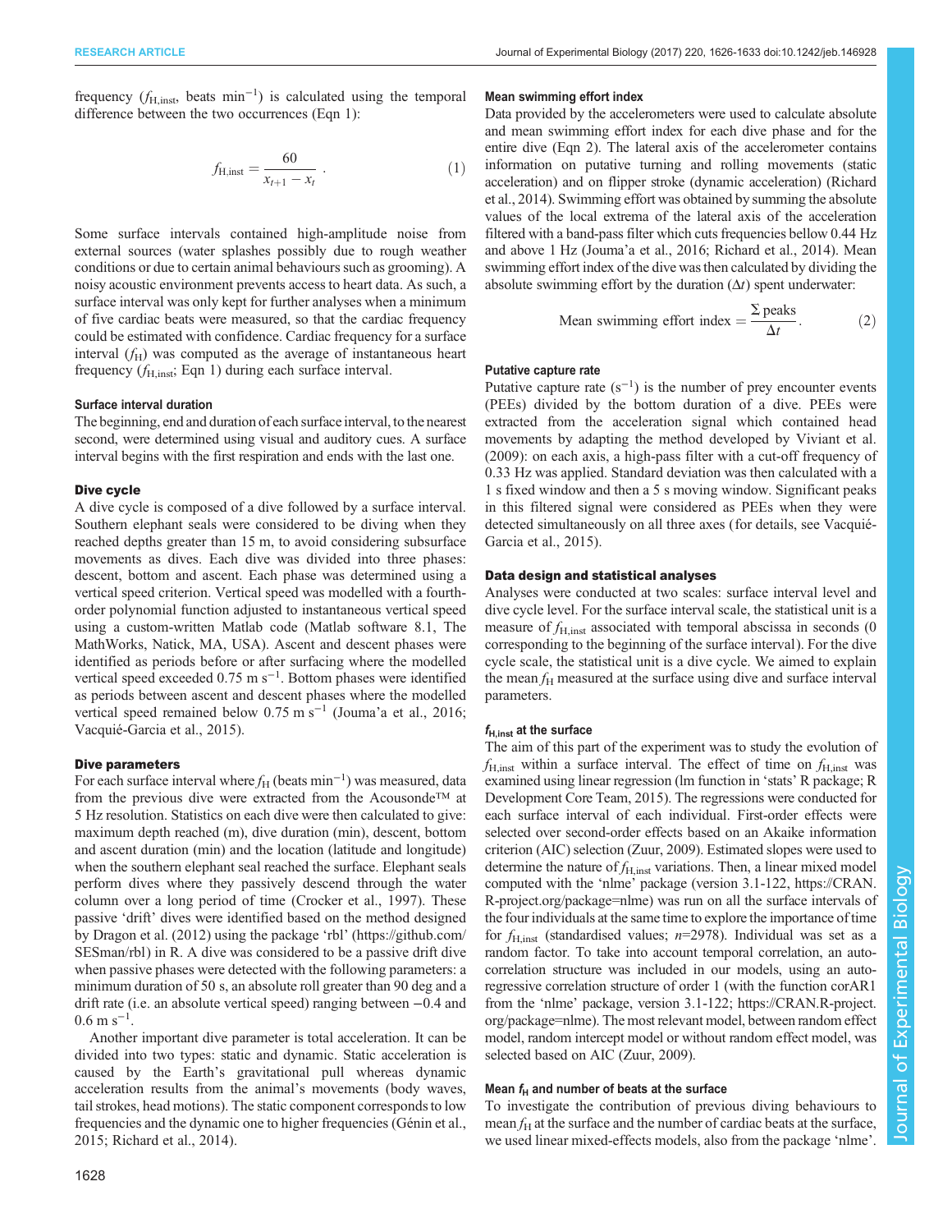frequency ($f_{H,inst}$, beats min$^{-1}$) is calculated using the temporal difference between the two occurrences (Eqn 1):

$$f_{H,inst} = \frac{60}{x_{t+1} - x_t}. \quad (1)$$

Some surface intervals contained high-amplitude noise from external sources (water splashes possibly due to rough weather conditions or due to certain animal behaviours such as grooming). A noisy acoustic environment prevents access to heart data. As such, a surface interval was only kept for further analyses when a minimum of five cardiac beats were measured, so that the cardiac frequency could be estimated with confidence. Cardiac frequency for a surface interval ($f_H$) was computed as the average of instantaneous heart frequency ($f_{H,inst}$; Eqn 1) during each surface interval.

#### Surface interval duration

The beginning, end and duration of each surface interval, to the nearest second, were determined using visual and auditory cues. A surface interval begins with the first respiration and ends with the last one.

### Dive cycle

A dive cycle is composed of a dive followed by a surface interval. Southern elephant seals were considered to be diving when they reached depths greater than 15 m, to avoid considering subsurface movements as dives. Each dive was divided into three phases: descent, bottom and ascent. Each phase was determined using a vertical speed criterion. Vertical speed was modelled with a fourth-order polynomial function adjusted to instantaneous vertical speed using a custom-written Matlab code (Matlab software 8.1, The MathWorks, Natick, MA, USA). Ascent and descent phases were identified as periods before or after surfacing where the modelled vertical speed exceeded 0.75 m s$^{-1}$. Bottom phases were identified as periods between ascent and descent phases where the modelled vertical speed remained below 0.75 m s$^{-1}$ (Jouma'a et al., 2016; Vacquié-Garcia et al., 2015).

### Dive parameters

For each surface interval where $f_H$ (beats min$^{-1}$) was measured, data from the previous dive were extracted from the Acousonde™ at 5 Hz resolution. Statistics on each dive were then calculated to give: maximum depth reached (m), dive duration (min), descent, bottom and ascent duration (min) and the location (latitude and longitude) when the southern elephant seal reached the surface. Elephant seals perform dives where they passively descend through the water column over a long period of time (Crocker et al., 1997). These passive 'drift' dives were identified based on the method designed by Dragon et al. (2012) using the package 'rbl' (https://github.com/SESman/rbl) in R. A dive was considered to be a passive drift dive when passive phases were detected with the following parameters: a minimum duration of 50 s, an absolute roll greater than 90 deg and a drift rate (i.e. an absolute vertical speed) ranging between −0.4 and 0.6 m s$^{-1}$.

Another important dive parameter is total acceleration. It can be divided into two types: static and dynamic. Static acceleration is caused by the Earth's gravitational pull whereas dynamic acceleration results from the animal's movements (body waves, tail strokes, head motions). The static component corresponds to low frequencies and the dynamic one to higher frequencies (Génin et al., 2015; Richard et al., 2014).

#### Mean swimming effort index

Data provided by the accelerometers were used to calculate absolute and mean swimming effort index for each dive phase and for the entire dive (Eqn 2). The lateral axis of the accelerometer contains information on putative turning and rolling movements (static acceleration) and on flipper stroke (dynamic acceleration) (Richard et al., 2014). Swimming effort was obtained by summing the absolute values of the local extrema of the lateral axis of the acceleration filtered with a band-pass filter which cuts frequencies bellow 0.44 Hz and above 1 Hz (Jouma'a et al., 2016; Richard et al., 2014). Mean swimming effort index of the dive was then calculated by dividing the absolute swimming effort by the duration ($\Delta t$) spent underwater:

$$\text{Mean swimming effort index} = \frac{\Sigma \text{ peaks}}{\Delta t}. \quad (2)$$

#### Putative capture rate

Putative capture rate (s$^{-1}$) is the number of prey encounter events (PEEs) divided by the bottom duration of a dive. PEEs were extracted from the acceleration signal which contained head movements by adapting the method developed by Viviant et al. (2009): on each axis, a high-pass filter with a cut-off frequency of 0.33 Hz was applied. Standard deviation was then calculated with a 1 s fixed window and then a 5 s moving window. Significant peaks in this filtered signal were considered as PEEs when they were detected simultaneously on all three axes (for details, see Vacquié-Garcia et al., 2015).

### Data design and statistical analyses

Analyses were conducted at two scales: surface interval level and dive cycle level. For the surface interval scale, the statistical unit is a measure of $f_{H,inst}$ associated with temporal abscissa in seconds (0 corresponding to the beginning of the surface interval). For the dive cycle scale, the statistical unit is a dive cycle. We aimed to explain the mean $f_H$ measured at the surface using dive and surface interval parameters.

#### $f_{H,inst}$ at the surface

The aim of this part of the experiment was to study the evolution of $f_{H,inst}$ within a surface interval. The effect of time on $f_{H,inst}$ was examined using linear regression (lm function in 'stats' R package; R Development Core Team, 2015). The regressions were conducted for each surface interval of each individual. First-order effects were selected over second-order effects based on an Akaike information criterion (AIC) selection (Zuur, 2009). Estimated slopes were used to determine the nature of $f_{H,inst}$ variations. Then, a linear mixed model computed with the 'nlme' package (version 3.1-122, https://CRAN.R-project.org/package=nlme) was run on all the surface intervals of the four individuals at the same time to explore the importance of time for $f_{H,inst}$ (standardised values; $n$=2978). Individual was set as a random factor. To take into account temporal correlation, an auto-correlation structure was included in our models, using an auto-regressive correlation structure of order 1 (with the function corAR1 from the 'nlme' package, version 3.1-122; https://CRAN.R-project.org/package=nlme). The most relevant model, between random effect model, random intercept model or without random effect model, was selected based on AIC (Zuur, 2009).

#### Mean $f_H$ and number of beats at the surface

To investigate the contribution of previous diving behaviours to mean $f_H$ at the surface and the number of cardiac beats at the surface, we used linear mixed-effects models, also from the package 'nlme'.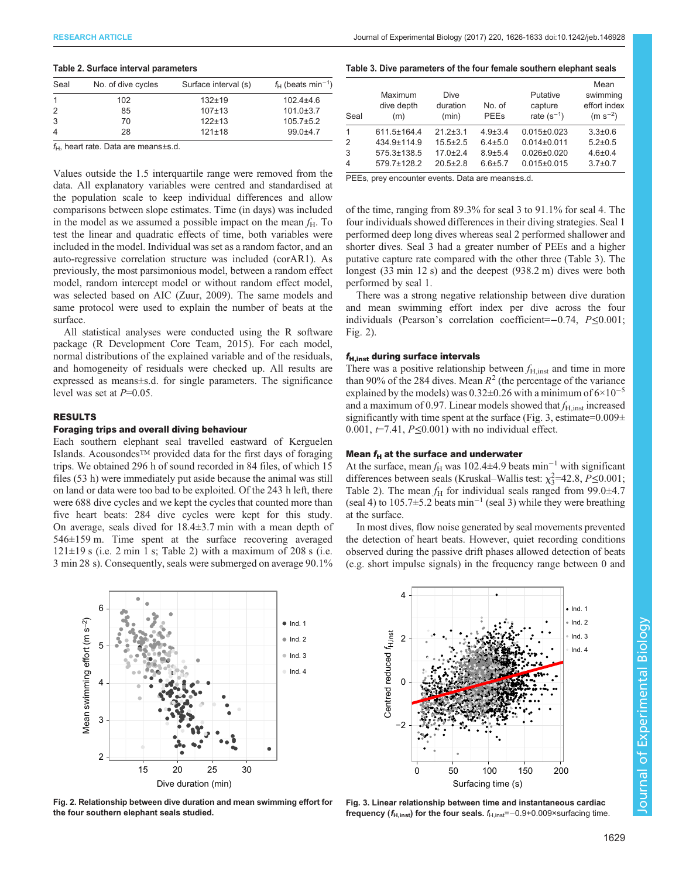**Table 2. Surface interval parameters**

| Seal | No. of dive cycles | Surface interval (s) | $f_H$ (beats min$^{-1}$) |
|---|---|---|---|
| 1 | 102 | 132±19 | 102.4±4.6 |
| 2 | 85 | 107±13 | 101.0±3.7 |
| 3 | 70 | 122±13 | 105.7±5.2 |
| 4 | 28 | 121±18 | 99.0±4.7 |

$f_H$, heart rate. Data are means±s.d.

Values outside the 1.5 interquartile range were removed from the data. All explanatory variables were centred and standardised at the population scale to keep individual differences and allow comparisons between slope estimates. Time (in days) was included in the model as we assumed a possible impact on the mean $f_H$. To test the linear and quadratic effects of time, both variables were included in the model. Individual was set as a random factor, and an auto-regressive correlation structure was included (corAR1). As previously, the most parsimonious model, between a random effect model, random intercept model or without random effect model, was selected based on AIC (Zuur, 2009). The same models and same protocol were used to explain the number of beats at the surface.

All statistical analyses were conducted using the R software package (R Development Core Team, 2015). For each model, normal distributions of the explained variable and of the residuals, and homogeneity of residuals were checked up. All results are expressed as means±s.d. for single parameters. The significance level was set at $P$=0.05.

## RESULTS

### Foraging trips and overall diving behaviour

Each southern elephant seal travelled eastward of Kerguelen Islands. Acousondes™ provided data for the first days of foraging trips. We obtained 296 h of sound recorded in 84 files, of which 15 files (53 h) were immediately put aside because the animal was still on land or data were too bad to be exploited. Of the 243 h left, there were 688 dive cycles and we kept the cycles that counted more than five heart beats: 284 dive cycles were kept for this study. On average, seals dived for 18.4±3.7 min with a mean depth of 546±159 m. Time spent at the surface recovering averaged 121±19 s (i.e. 2 min 1 s; Table 2) with a maximum of 208 s (i.e. 3 min 28 s). Consequently, seals were submerged on average 90.1% of the time, ranging from 89.3% for seal 3 to 91.1% for seal 4. The four individuals showed differences in their diving strategies. Seal 1 performed deep long dives whereas seal 2 performed shallower and shorter dives. Seal 3 had a greater number of PEEs and a higher putative capture rate compared with the other three (Table 3). The longest (33 min 12 s) and the deepest (938.2 m) dives were both performed by seal 1.

**Table 3. Dive parameters of the four female southern elephant seals**

| Seal | Maximum dive depth (m) | Dive duration (min) | No. of PEEs | Putative capture rate (s$^{-1}$) | Mean swimming effort index (m s$^{-2}$) |
|---|---|---|---|---|---|
| 1 | 611.5±164.4 | 21.2±3.1 | 4.9±3.4 | 0.015±0.023 | 3.3±0.6 |
| 2 | 434.9±114.9 | 15.5±2.5 | 6.4±5.0 | 0.014±0.011 | 5.2±0.5 |
| 3 | 575.3±138.5 | 17.0±2.4 | 8.9±5.4 | 0.026±0.020 | 4.6±0.4 |
| 4 | 579.7±128.2 | 20.5±2.8 | 6.6±5.7 | 0.015±0.015 | 3.7±0.7 |

PEEs, prey encounter events. Data are means±s.d.

There was a strong negative relationship between dive duration and mean swimming effort index per dive across the four individuals (Pearson's correlation coefficient=−0.74, $P$≤0.001; Fig. 2).

### $f_{H,inst}$ during surface intervals

There was a positive relationship between $f_{H,inst}$ and time in more than 90% of the 284 dives. Mean $R^2$ (the percentage of the variance explained by the models) was 0.32±0.26 with a minimum of $6\times10^{-5}$ and a maximum of 0.97. Linear models showed that $f_{H,inst}$ increased significantly with time spent at the surface (Fig. 3, estimate=0.009±0.001, $t$=7.41, $P$≤0.001) with no individual effect.

### Mean $f_H$ at the surface and underwater

At the surface, mean $f_H$ was 102.4±4.9 beats min$^{-1}$ with significant differences between seals (Kruskal–Wallis test: $\chi^2_3$=42.8, $P$≤0.001; Table 2). The mean $f_H$ for individual seals ranged from 99.0±4.7 (seal 4) to 105.7±5.2 beats min$^{-1}$ (seal 3) while they were breathing at the surface.

In most dives, flow noise generated by seal movements prevented the detection of heart beats. However, quiet recording conditions observed during the passive drift phases allowed detection of beats (e.g. short impulse signals) in the frequency range between 0 and

**Fig. 2. Relationship between dive duration and mean swimming effort for the four southern elephant seals studied.**

**Fig. 3. Linear relationship between time and instantaneous cardiac frequency ($f_{H,inst}$) for the four seals.** $f_{H,inst}$=−0.9+0.009×surfacing time.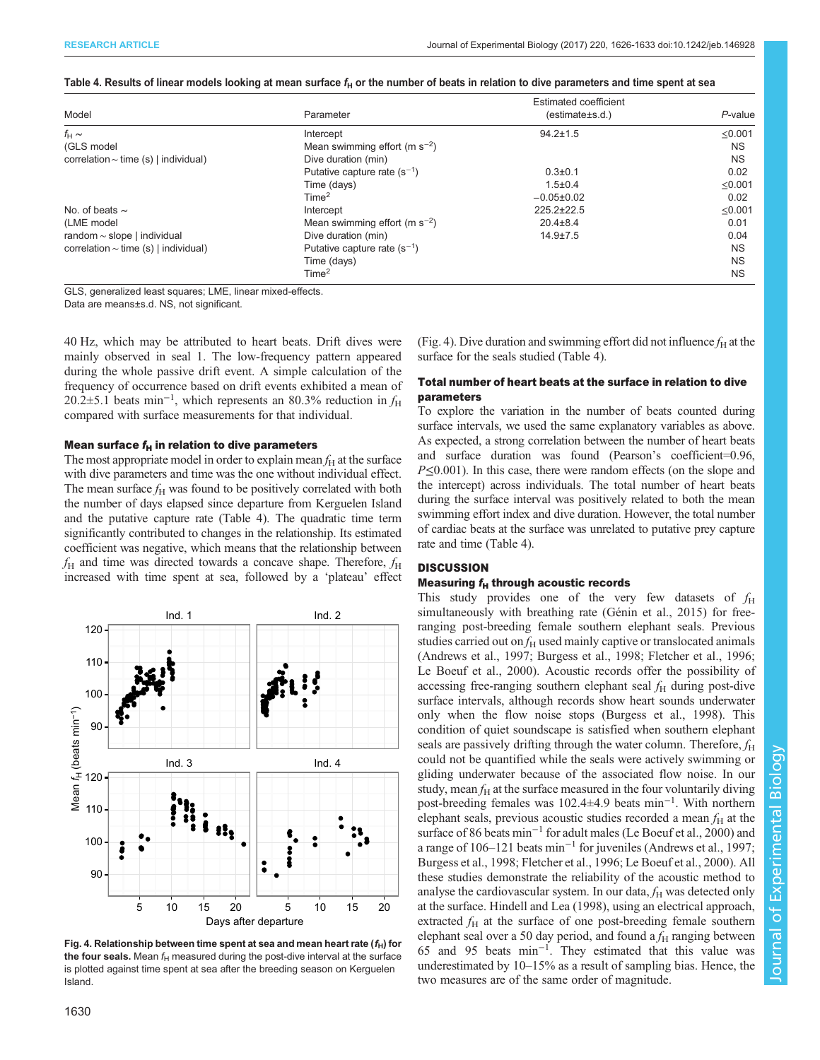Table 4. Results of linear models looking at mean surface $f_H$ or the number of beats in relation to dive parameters and time spent at sea

| Model | Parameter | Estimated coefficient (estimate±s.d.) | *P*-value |
|---|---|---|---|
| $f_H \sim$ | Intercept | 94.2±1.5 | ≤0.001 |
| (GLS model | Mean swimming effort (m s$^{-2}$) | | NS |
| correlation ~ time (s) \| individual) | Dive duration (min) | | NS |
| | Putative capture rate (s$^{-1}$) | 0.3±0.1 | 0.02 |
| | Time (days) | 1.5±0.4 | ≤0.001 |
| | Time$^2$ | −0.05±0.02 | 0.02 |
| No. of beats ~ | Intercept | 225.2±22.5 | ≤0.001 |
| (LME model | Mean swimming effort (m s$^{-2}$) | 20.4±8.4 | 0.01 |
| random ~ slope \| individual | Dive duration (min) | 14.9±7.5 | 0.04 |
| correlation ~ time (s) \| individual) | Putative capture rate (s$^{-1}$) | | NS |
| | Time (days) | | NS |
| | Time$^2$ | | NS |

GLS, generalized least squares; LME, linear mixed-effects.
Data are means±s.d. NS, not significant.

40 Hz, which may be attributed to heart beats. Drift dives were mainly observed in seal 1. The low-frequency pattern appeared during the whole passive drift event. A simple calculation of the frequency of occurrence based on drift events exhibited a mean of 20.2±5.1 beats min$^{-1}$, which represents an 80.3% reduction in $f_H$ compared with surface measurements for that individual.

### Mean surface $f_H$ in relation to dive parameters

The most appropriate model in order to explain mean $f_H$ at the surface with dive parameters and time was the one without individual effect. The mean surface $f_H$ was found to be positively correlated with both the number of days elapsed since departure from Kerguelen Island and the putative capture rate (Table 4). The quadratic time term significantly contributed to changes in the relationship. Its estimated coefficient was negative, which means that the relationship between $f_H$ and time was directed towards a concave shape. Therefore, $f_H$ increased with time spent at sea, followed by a 'plateau' effect (Fig. 4). Dive duration and swimming effort did not influence $f_H$ at the surface for the seals studied (Table 4).

**Fig. 4. Relationship between time spent at sea and mean heart rate ($f_H$) for the four seals.** Mean $f_H$ measured during the post-dive interval at the surface is plotted against time spent at sea after the breeding season on Kerguelen Island.

### Total number of heart beats at the surface in relation to dive parameters

To explore the variation in the number of beats counted during surface intervals, we used the same explanatory variables as above. As expected, a strong correlation between the number of heart beats and surface duration was found (Pearson's coefficient=0.96, $P \leq 0.001$). In this case, there were random effects (on the slope and the intercept) across individuals. The total number of heart beats during the surface interval was positively related to both the mean swimming effort index and dive duration. However, the total number of cardiac beats at the surface was unrelated to putative prey capture rate and time (Table 4).

## DISCUSSION

### Measuring $f_H$ through acoustic records

This study provides one of the very few datasets of $f_H$ simultaneously with breathing rate (Génin et al., 2015) for free-ranging post-breeding female southern elephant seals. Previous studies carried out on $f_H$ used mainly captive or translocated animals (Andrews et al., 1997; Burgess et al., 1998; Fletcher et al., 1996; Le Boeuf et al., 2000). Acoustic records offer the possibility of accessing free-ranging southern elephant seal $f_H$ during post-dive surface intervals, although records show heart sounds underwater only when the flow noise stops (Burgess et al., 1998). This condition of quiet soundscape is satisfied when southern elephant seals are passively drifting through the water column. Therefore, $f_H$ could not be quantified while the seals were actively swimming or gliding underwater because of the associated flow noise. In our study, mean $f_H$ at the surface measured in the four voluntarily diving post-breeding females was 102.4±4.9 beats min$^{-1}$. With northern elephant seals, previous acoustic studies recorded a mean $f_H$ at the surface of 86 beats min$^{-1}$ for adult males (Le Boeuf et al., 2000) and a range of 106–121 beats min$^{-1}$ for juveniles (Andrews et al., 1997; Burgess et al., 1998; Fletcher et al., 1996; Le Boeuf et al., 2000). All these studies demonstrate the reliability of the acoustic method to analyse the cardiovascular system. In our data, $f_H$ was detected only at the surface. Hindell and Lea (1998), using an electrical approach, extracted $f_H$ at the surface of one post-breeding female southern elephant seal over a 50 day period, and found a $f_H$ ranging between 65 and 95 beats min$^{-1}$. They estimated that this value was underestimated by 10–15% as a result of sampling bias. Hence, the two measures are of the same order of magnitude.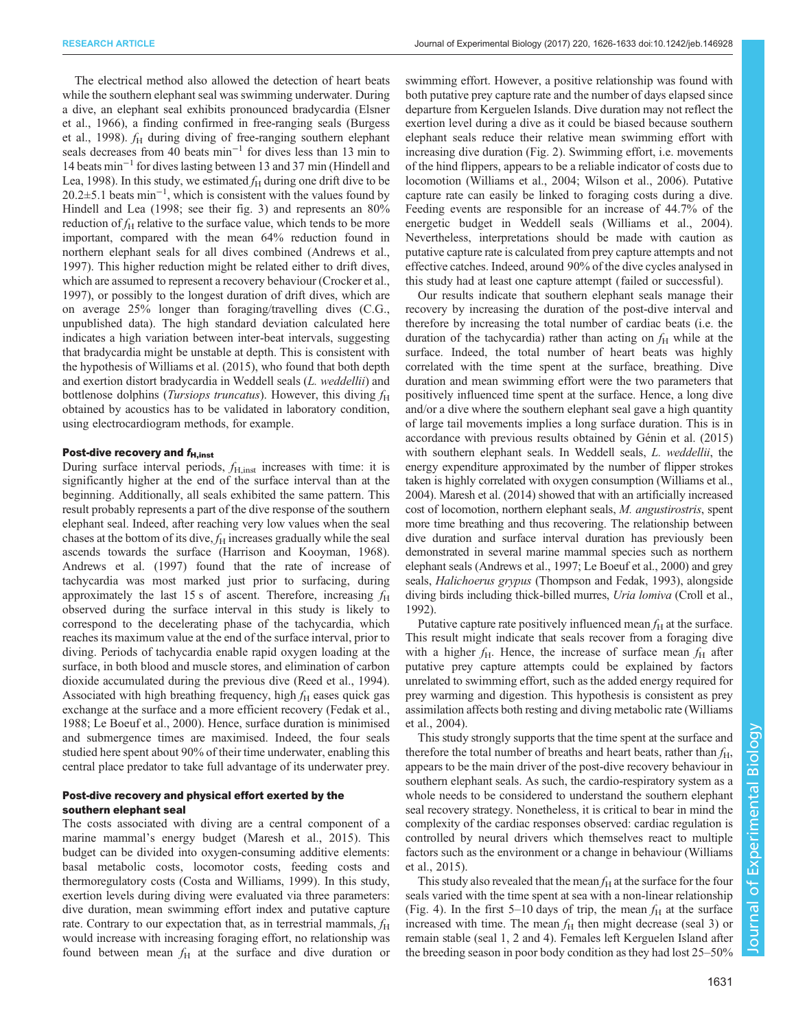The electrical method also allowed the detection of heart beats while the southern elephant seal was swimming underwater. During a dive, an elephant seal exhibits pronounced bradycardia (Elsner et al., 1966), a finding confirmed in free-ranging seals (Burgess et al., 1998). $f_H$ during diving of free-ranging southern elephant seals decreases from 40 beats min$^{-1}$ for dives less than 13 min to 14 beats min$^{-1}$ for dives lasting between 13 and 37 min (Hindell and Lea, 1998). In this study, we estimated $f_H$ during one drift dive to be 20.2±5.1 beats min$^{-1}$, which is consistent with the values found by Hindell and Lea (1998; see their fig. 3) and represents an 80% reduction of $f_H$ relative to the surface value, which tends to be more important, compared with the mean 64% reduction found in northern elephant seals for all dives combined (Andrews et al., 1997). This higher reduction might be related either to drift dives, which are assumed to represent a recovery behaviour (Crocker et al., 1997), or possibly to the longest duration of drift dives, which are on average 25% longer than foraging/travelling dives (C.G., unpublished data). The high standard deviation calculated here indicates a high variation between inter-beat intervals, suggesting that bradycardia might be unstable at depth. This is consistent with the hypothesis of Williams et al. (2015), who found that both depth and exertion distort bradycardia in Weddell seals (*L. weddellii*) and bottlenose dolphins (*Tursiops truncatus*). However, this diving $f_H$ obtained by acoustics has to be validated in laboratory condition, using electrocardiogram methods, for example.

### Post-dive recovery and $f_{H,inst}$

During surface interval periods, $f_{H,inst}$ increases with time: it is significantly higher at the end of the surface interval than at the beginning. Additionally, all seals exhibited the same pattern. This result probably represents a part of the dive response of the southern elephant seal. Indeed, after reaching very low values when the seal chases at the bottom of its dive, $f_H$ increases gradually while the seal ascends towards the surface (Harrison and Kooyman, 1968). Andrews et al. (1997) found that the rate of increase of tachycardia was most marked just prior to surfacing, during approximately the last 15 s of ascent. Therefore, increasing $f_H$ observed during the surface interval in this study is likely to correspond to the decelerating phase of the tachycardia, which reaches its maximum value at the end of the surface interval, prior to diving. Periods of tachycardia enable rapid oxygen loading at the surface, in both blood and muscle stores, and elimination of carbon dioxide accumulated during the previous dive (Reed et al., 1994). Associated with high breathing frequency, high $f_H$ eases quick gas exchange at the surface and a more efficient recovery (Fedak et al., 1988; Le Boeuf et al., 2000). Hence, surface duration is minimised and submergence times are maximised. Indeed, the four seals studied here spent about 90% of their time underwater, enabling this central place predator to take full advantage of its underwater prey.

### Post-dive recovery and physical effort exerted by the southern elephant seal

The costs associated with diving are a central component of a marine mammal's energy budget (Maresh et al., 2015). This budget can be divided into oxygen-consuming additive elements: basal metabolic costs, locomotor costs, feeding costs and thermoregulatory costs (Costa and Williams, 1999). In this study, exertion levels during diving were evaluated via three parameters: dive duration, mean swimming effort index and putative capture rate. Contrary to our expectation that, as in terrestrial mammals, $f_H$ would increase with increasing foraging effort, no relationship was found between mean $f_H$ at the surface and dive duration or swimming effort. However, a positive relationship was found with both putative prey capture rate and the number of days elapsed since departure from Kerguelen Islands. Dive duration may not reflect the exertion level during a dive as it could be biased because southern elephant seals reduce their relative mean swimming effort with increasing dive duration (Fig. 2). Swimming effort, i.e. movements of the hind flippers, appears to be a reliable indicator of costs due to locomotion (Williams et al., 2004; Wilson et al., 2006). Putative capture rate can easily be linked to foraging costs during a dive. Feeding events are responsible for an increase of 44.7% of the energetic budget in Weddell seals (Williams et al., 2004). Nevertheless, interpretations should be made with caution as putative capture rate is calculated from prey capture attempts and not effective catches. Indeed, around 90% of the dive cycles analysed in this study had at least one capture attempt (failed or successful).

Our results indicate that southern elephant seals manage their recovery by increasing the duration of the post-dive interval and therefore by increasing the total number of cardiac beats (i.e. the duration of the tachycardia) rather than acting on $f_H$ while at the surface. Indeed, the total number of heart beats was highly correlated with the time spent at the surface, breathing. Dive duration and mean swimming effort were the two parameters that positively influenced time spent at the surface. Hence, a long dive and/or a dive where the southern elephant seal gave a high quantity of large tail movements implies a long surface duration. This is in accordance with previous results obtained by Génin et al. (2015) with southern elephant seals. In Weddell seals, *L. weddellii*, the energy expenditure approximated by the number of flipper strokes taken is highly correlated with oxygen consumption (Williams et al., 2004). Maresh et al. (2014) showed that with an artificially increased cost of locomotion, northern elephant seals, *M. angustirostris*, spent more time breathing and thus recovering. The relationship between dive duration and surface interval duration has previously been demonstrated in several marine mammal species such as northern elephant seals (Andrews et al., 1997; Le Boeuf et al., 2000) and grey seals, *Halichoerus grypus* (Thompson and Fedak, 1993), alongside diving birds including thick-billed murres, *Uria lomiva* (Croll et al., 1992).

Putative capture rate positively influenced mean $f_H$ at the surface. This result might indicate that seals recover from a foraging dive with a higher $f_H$. Hence, the increase of surface mean $f_H$ after putative prey capture attempts could be explained by factors unrelated to swimming effort, such as the added energy required for prey warming and digestion. This hypothesis is consistent as prey assimilation affects both resting and diving metabolic rate (Williams et al., 2004).

This study strongly supports that the time spent at the surface and therefore the total number of breaths and heart beats, rather than $f_H$, appears to be the main driver of the post-dive recovery behaviour in southern elephant seals. As such, the cardio-respiratory system as a whole needs to be considered to understand the southern elephant seal recovery strategy. Nonetheless, it is critical to bear in mind the complexity of the cardiac responses observed: cardiac regulation is controlled by neural drivers which themselves react to multiple factors such as the environment or a change in behaviour (Williams et al., 2015).

This study also revealed that the mean $f_H$ at the surface for the four seals varied with the time spent at sea with a non-linear relationship (Fig. 4). In the first 5–10 days of trip, the mean $f_H$ at the surface increased with time. The mean $f_H$ then might decrease (seal 3) or remain stable (seal 1, 2 and 4). Females left Kerguelen Island after the breeding season in poor body condition as they had lost 25–50%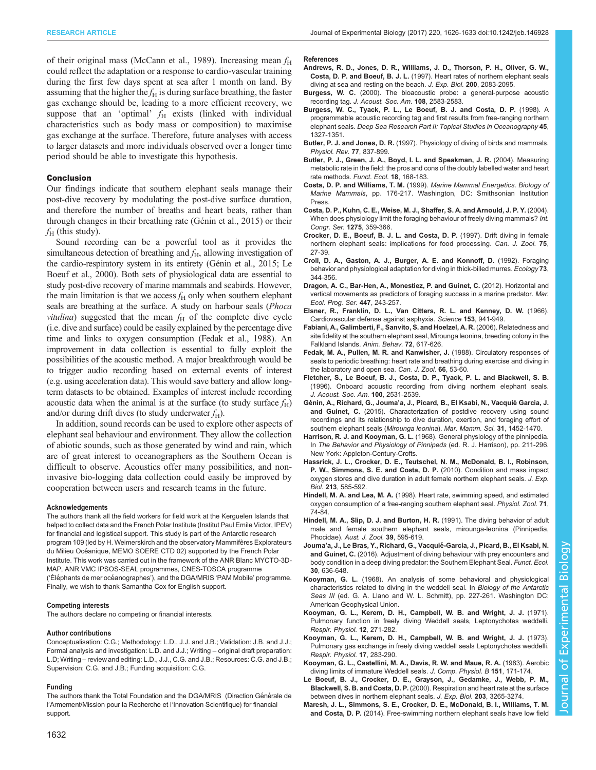of their original mass (McCann et al., 1989). Increasing mean $f_H$ could reflect the adaptation or a response to cardio-vascular training during the first few days spent at sea after 1 month on land. By assuming that the higher the $f_H$ is during surface breathing, the faster gas exchange should be, leading to a more efficient recovery, we suppose that an 'optimal' $f_H$ exists (linked with individual characteristics such as body mass or composition) to maximise gas exchange at the surface. Therefore, future analyses with access to larger datasets and more individuals observed over a longer time period should be able to investigate this hypothesis.

## Conclusion

Our findings indicate that southern elephant seals manage their post-dive recovery by modulating the post-dive surface duration, and therefore the number of breaths and heart beats, rather than through changes in their breathing rate (Génin et al., 2015) or their $f_H$ (this study).

Sound recording can be a powerful tool as it provides the simultaneous detection of breathing and $f_H$, allowing investigation of the cardio-respiratory system in its entirety (Génin et al., 2015; Le Boeuf et al., 2000). Both sets of physiological data are essential to study post-dive recovery of marine mammals and seabirds. However, the main limitation is that we access $f_H$ only when southern elephant seals are breathing at the surface. A study on harbour seals (*Phoca vitulina*) suggested that the mean $f_H$ of the complete dive cycle (i.e. dive and surface) could be easily explained by the percentage dive time and links to oxygen consumption (Fedak et al., 1988). An improvement in data collection is essential to fully exploit the possibilities of the acoustic method. A major breakthrough would be to trigger audio recording based on external events of interest (e.g. using acceleration data). This would save battery and allow long-term datasets to be obtained. Examples of interest include recording acoustic data when the animal is at the surface (to study surface $f_H$) and/or during drift dives (to study underwater $f_H$).

In addition, sound records can be used to explore other aspects of elephant seal behaviour and environment. They allow the collection of abiotic sounds, such as those generated by wind and rain, which are of great interest to oceanographers as the Southern Ocean is difficult to observe. Acoustics offer many possibilities, and non-invasive bio-logging data collection could easily be improved by cooperation between users and research teams in the future.

#### Acknowledgements

The authors thank all the field workers for field work at the Kerguelen Islands that helped to collect data and the French Polar Institute (Institut Paul Emile Victor, IPEV) for financial and logistical support. This study is part of the Antarctic research program 109 (led by H. Weimerskirch and the observatory Mammifères Explorateurs du Milieu Océanique, MEMO SOERE CTD 02) supported by the French Polar Institute. This work was carried out in the framework of the ANR Blanc MYCTO-3D-MAP, ANR VMC IPSOS-SEAL programmes, CNES-TOSCA programme ('Éléphants de mer océanographes'), and the DGA/MRIS 'PAM Mobile' programme. Finally, we wish to thank Samantha Cox for English support.

#### Competing interests

The authors declare no competing or financial interests.

#### Author contributions

Conceptualisation: C.G.; Methodology: L.D., J.J. and J.B.; Validation: J.B. and J.J.; Formal analysis and investigation: L.D. and J.J.; Writing – original draft preparation: L.D; Writing – review and editing: L.D., J.J., C.G. and J.B.; Resources: C.G. and J.B.; Supervision: C.G. and J.B.; Funding acquisition: C.G.

#### Funding

The authors thank the Total Foundation and the DGA/MRIS (Direction Générale de l'Armement/Mission pour la Recherche et l'Innovation Scientifique) for financial support.

#### References

**Andrews, R. D., Jones, D. R., Williams, J. D., Thorson, P. H., Oliver, G. W., Costa, D. P. and Boeuf, B. J. L.** (1997). Heart rates of northern elephant seals diving at sea and resting on the beach. *J. Exp. Biol.* **200**, 2083-2095.

**Burgess, W. C.** (2000). The bioacoustic probe: a general-purpose acoustic recording tag. *J. Acoust. Soc. Am.* **108**, 2583-2583.

**Burgess, W. C., Tyack, P. L., Le Boeuf, B. J. and Costa, D. P.** (1998). A programmable acoustic recording tag and first results from free-ranging northern elephant seals. *Deep Sea Research Part II: Topical Studies in Oceanography* **45**, 1327-1351.

**Butler, P. J. and Jones, D. R.** (1997). Physiology of diving of birds and mammals. *Physiol. Rev.* **77**, 837-899.

**Butler, P. J., Green, J. A., Boyd, I. L. and Speakman, J. R.** (2004). Measuring metabolic rate in the field: the pros and cons of the doubly labelled water and heart rate methods. *Funct. Ecol.* **18**, 168-183.

**Costa, D. P. and Williams, T. M.** (1999). *Marine Mammal Energetics. Biology of Marine Mammals*, pp. 176-217. Washington, DC: Smithsonian Institution Press.

**Costa, D. P., Kuhn, C. E., Weise, M. J., Shaffer, S. A. and Arnould, J. P. Y.** (2004). When does physiology limit the foraging behaviour of freely diving mammals? *Int. Congr. Ser.* **1275**, 359-366.

**Crocker, D. E., Boeuf, B. J. L. and Costa, D. P.** (1997). Drift diving in female northern elephant seals: implications for food processing. *Can. J. Zool.* **75**, 27-39.

**Croll, D. A., Gaston, A. J., Burger, A. E. and Konnoff, D.** (1992). Foraging behavior and physiological adaptation for diving in thick-billed murres. *Ecology* **73**, 344-356.

**Dragon, A. C., Bar-Hen, A., Monestiez, P. and Guinet, C.** (2012). Horizontal and vertical movements as predictors of foraging success in a marine predator. *Mar. Ecol. Prog. Ser.* **447**, 243-257.

**Elsner, R., Franklin, D. L., Van Citters, R. L. and Kenney, D. W.** (1966). Cardiovascular defense against asphyxia. *Science* **153**, 941-949.

**Fabiani, A., Galimberti, F., Sanvito, S. and Hoelzel, A. R.** (2006). Relatedness and site fidelity at the southern elephant seal, Mirounga leonina, breeding colony in the Falkland Islands. *Anim. Behav.* **72**, 617-626.

**Fedak, M. A., Pullen, M. R. and Kanwisher, J.** (1988). Circulatory responses of seals to periodic breathing: heart rate and breathing during exercise and diving in the laboratory and open sea. *Can. J. Zool.* **66**, 53-60.

**Fletcher, S., Le Boeuf, B. J., Costa, D. P., Tyack, P. L. and Blackwell, S. B.** (1996). Onboard acoustic recording from diving northern elephant seals. *J. Acoust. Soc. Am.* **100**, 2531-2539.

**Génin, A., Richard, G., Jouma'a, J., Picard, B., El Ksabi, N., Vacquié Garcia, J. and Guinet, C.** (2015). Characterization of postdive recovery using sound recordings and its relationship to dive duration, exertion, and foraging effort of southern elephant seals (*Mirounga leonina*). *Mar. Mamm. Sci.* **31**, 1452-1470.

**Harrison, R. J. and Kooyman, G. L.** (1968). General physiology of the pinnipedia. In *The Behavior and Physiology of Pinnipeds* (ed. R. J. Harrison), pp. 211-296. New York: Appleton-Century-Crofts.

**Hassrick, J. L., Crocker, D. E., Teutschel, N. M., McDonald, B. I., Robinson, P. W., Simmons, S. E. and Costa, D. P.** (2010). Condition and mass impact oxygen stores and dive duration in adult female northern elephant seals. *J. Exp. Biol.* **213**, 585-592.

**Hindell, M. A. and Lea, M. A.** (1998). Heart rate, swimming speed, and estimated oxygen consumption of a free-ranging southern elephant seal. *Physiol. Zool.* **71**, 74-84.

**Hindell, M. A., Slip, D. J. and Burton, H. R.** (1991). The diving behavior of adult male and female southern elephant seals, mirounga-leonina (Pinnipedia, Phocidae). *Aust. J. Zool.* **39**, 595-619.

**Jouma'a, J., Le Bras, Y., Richard, G., Vacquié-Garcia, J., Picard, B., El Ksabi, N. and Guinet, C.** (2016). Adjustment of diving behaviour with prey encounters and body condition in a deep diving predator: the Southern Elephant Seal. *Funct. Ecol.* **30**, 636-648.

**Kooyman, G. L.** (1968). An analysis of some behavioral and physiological characteristics related to diving in the weddell seal. In *Biology of the Antarctic Seas III* (ed. G. A. Llano and W. L. Schmitt), pp. 227-261. Washington DC: American Geophysical Union.

**Kooyman, G. L., Kerem, D. H., Campbell, W. B. and Wright, J. J.** (1971). Pulmonary function in freely diving Weddell seals, Leptonychotes weddelli. *Respir. Physiol.* **12**, 271-282.

**Kooyman, G. L., Kerem, D. H., Campbell, W. B. and Wright, J. J.** (1973). Pulmonary gas exchange in freely diving weddell seals Leptonychotes weddelli. *Respir. Physiol.* **17**, 283-290.

**Kooyman, G. L., Castellini, M. A., Davis, R. W. and Maue, R. A.** (1983). Aerobic diving limits of immature Weddell seals. *J. Comp. Physiol. B* **151**, 171-174.

**Le Boeuf, B. J., Crocker, D. E., Grayson, J., Gedamke, J., Webb, P. M., Blackwell, S. B. and Costa, D. P.** (2000). Respiration and heart rate at the surface between dives in northern elephant seals. *J. Exp. Biol.* **203**, 3265-3274.

**Maresh, J. L., Simmons, S. E., Crocker, D. E., McDonald, B. I., Williams, T. M. and Costa, D. P.** (2014). Free-swimming northern elephant seals have low field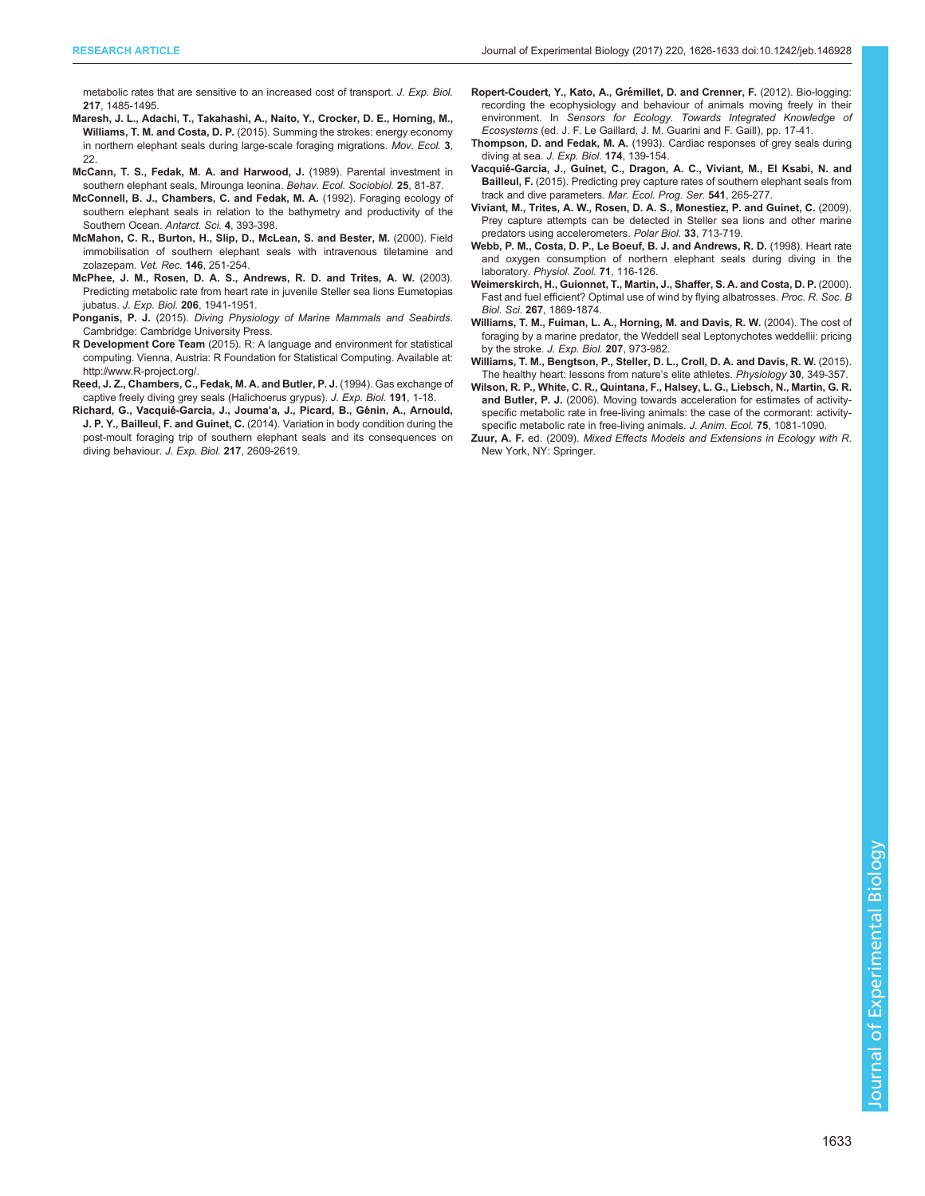metabolic rates that are sensitive to an increased cost of transport. *J. Exp. Biol.* **217**, 1485-1495.

**Maresh, J. L., Adachi, T., Takahashi, A., Naito, Y., Crocker, D. E., Horning, M., Williams, T. M. and Costa, D. P.** (2015). Summing the strokes: energy economy in northern elephant seals during large-scale foraging migrations. *Mov. Ecol.* **3**, 22.

**McCann, T. S., Fedak, M. A. and Harwood, J.** (1989). Parental investment in southern elephant seals, Mirounga leonina. *Behav. Ecol. Sociobiol.* **25**, 81-87.

**McConnell, B. J., Chambers, C. and Fedak, M. A.** (1992). Foraging ecology of southern elephant seals in relation to the bathymetry and productivity of the Southern Ocean. *Antarct. Sci.* **4**, 393-398.

**McMahon, C. R., Burton, H., Slip, D., McLean, S. and Bester, M.** (2000). Field immobilisation of southern elephant seals with intravenous tiletamine and zolazepam. *Vet. Rec.* **146**, 251-254.

**McPhee, J. M., Rosen, D. A. S., Andrews, R. D. and Trites, A. W.** (2003). Predicting metabolic rate from heart rate in juvenile Steller sea lions Eumetopias jubatus. *J. Exp. Biol.* **206**, 1941-1951.

**Ponganis, P. J.** (2015). *Diving Physiology of Marine Mammals and Seabirds*. Cambridge: Cambridge University Press.

**R Development Core Team** (2015). R: A language and environment for statistical computing. Vienna, Austria: R Foundation for Statistical Computing. Available at: http://www.R-project.org/.

**Reed, J. Z., Chambers, C., Fedak, M. A. and Butler, P. J.** (1994). Gas exchange of captive freely diving grey seals (Halichoerus grypus). *J. Exp. Biol.* **191**, 1-18.

**Richard, G., Vacquié-Garcia, J., Jouma'a, J., Picard, B., Génin, A., Arnould, J. P. Y., Bailleul, F. and Guinet, C.** (2014). Variation in body condition during the post-moult foraging trip of southern elephant seals and its consequences on diving behaviour. *J. Exp. Biol.* **217**, 2609-2619.

**Ropert-Coudert, Y., Kato, A., Grémillet, D. and Crenner, F.** (2012). Bio-logging: recording the ecophysiology and behaviour of animals moving freely in their environment. In *Sensors for Ecology. Towards Integrated Knowledge of Ecosystems* (ed. J. F. Le Gaillard, J. M. Guarini and F. Gaill), pp. 17-41.

**Thompson, D. and Fedak, M. A.** (1993). Cardiac responses of grey seals during diving at sea. *J. Exp. Biol.* **174**, 139-154.

**Vacquié-Garcia, J., Guinet, C., Dragon, A. C., Viviant, M., El Ksabi, N. and Bailleul, F.** (2015). Predicting prey capture rates of southern elephant seals from track and dive parameters. *Mar. Ecol. Prog. Ser.* **541**, 265-277.

**Viviant, M., Trites, A. W., Rosen, D. A. S., Monestiez, P. and Guinet, C.** (2009). Prey capture attempts can be detected in Steller sea lions and other marine predators using accelerometers. *Polar Biol.* **33**, 713-719.

**Webb, P. M., Costa, D. P., Le Boeuf, B. J. and Andrews, R. D.** (1998). Heart rate and oxygen consumption of northern elephant seals during diving in the laboratory. *Physiol. Zool.* **71**, 116-126.

**Weimerskirch, H., Guionnet, T., Martin, J., Shaffer, S. A. and Costa, D. P.** (2000). Fast and fuel efficient? Optimal use of wind by flying albatrosses. *Proc. R. Soc. B Biol. Sci.* **267**, 1869-1874.

**Williams, T. M., Fuiman, L. A., Horning, M. and Davis, R. W.** (2004). The cost of foraging by a marine predator, the Weddell seal Leptonychotes weddellii: pricing by the stroke. *J. Exp. Biol.* **207**, 973-982.

**Williams, T. M., Bengtson, P., Steller, D. L., Croll, D. A. and Davis, R. W.** (2015). The healthy heart: lessons from nature's elite athletes. *Physiology* **30**, 349-357.

**Wilson, R. P., White, C. R., Quintana, F., Halsey, L. G., Liebsch, N., Martin, G. R. and Butler, P. J.** (2006). Moving towards acceleration for estimates of activity-specific metabolic rate in free-living animals: the case of the cormorant: activity-specific metabolic rate in free-living animals. *J. Anim. Ecol.* **75**, 1081-1090.

**Zuur, A. F.** ed. (2009). *Mixed Effects Models and Extensions in Ecology with R*. New York, NY: Springer.